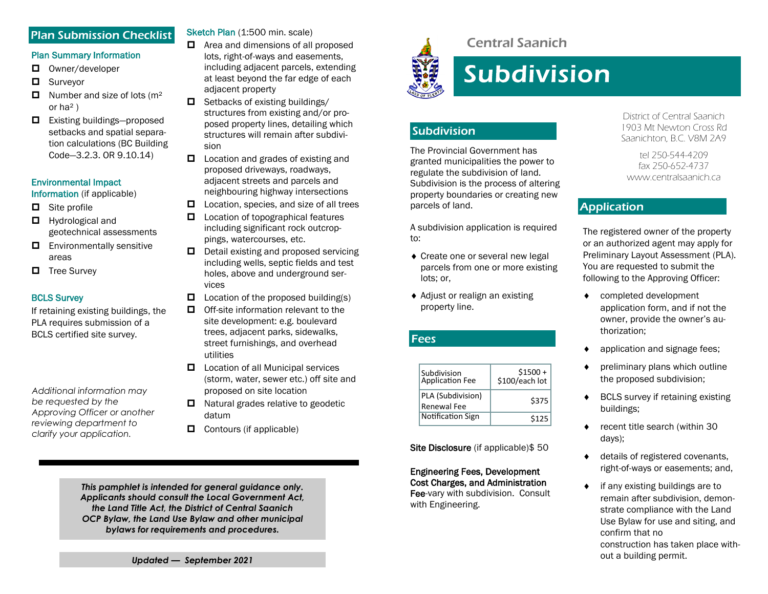## Plan Submission Checklist

### Plan Summary Information

- ☐ Owner/developer
- ☐ Surveyor
- ☐ Number and size of lots ($m^2$ or $ha^2$ )
- ☐ Existing buildings—proposed setbacks and spatial separation calculations (BC Building Code—3.2.3. OR 9.10.14)

### Environmental Impact Information (if applicable)

- ☐ Site profile
- ☐ Hydrological and geotechnical assessments
- ☐ Environmentally sensitive areas
- ☐ Tree Survey

### BCLS Survey

If retaining existing buildings, the PLA requires submission of a BCLS certified site survey.

*Additional information may be requested by the Approving Officer or another reviewing department to clarify your application.*

### Sketch Plan (1:500 min. scale)

- ☐ Area and dimensions of all proposed lots, right-of-ways and easements, including adjacent parcels, extending at least beyond the far edge of each adjacent property
- ☐ Setbacks of existing buildings/ structures from existing and/or proposed property lines, detailing which structures will remain after subdivision
- ☐ Location and grades of existing and proposed driveways, roadways, adjacent streets and parcels and neighbouring highway intersections
- ☐ Location, species, and size of all trees
- ☐ Location of topographical features including significant rock outcroppings, watercourses, etc.
- ☐ Detail existing and proposed servicing including wells, septic fields and test holes, above and underground services
- ☐ Location of the proposed building(s)
- ☐ Off-site information relevant to the site development: e.g. boulevard trees, adjacent parks, sidewalks, street furnishings, and overhead utilities
- ☐ Location of all Municipal services (storm, water, sewer etc.) off site and proposed on site location
- ☐ Natural grades relative to geodetic datum
- ☐ Contours (if applicable)

***This pamphlet is intended for general guidance only. Applicants should consult the Local Government Act, the Land Title Act, the District of Central Saanich OCP Bylaw, the Land Use Bylaw and other municipal bylaws for requirements and procedures.***

***Updated — September 2021***

Central Saanich

# Subdivision

District of Central Saanich
1903 Mt Newton Cross Rd
Saanichton, B.C. V8M 2A9

tel 250-544-4209
fax 250-652-4737
www.centralsaanich.ca

## Subdivision

The Provincial Government has granted municipalities the power to regulate the subdivision of land. Subdivision is the process of altering property boundaries or creating new parcels of land.

A subdivision application is required to:

- Create one or several new legal parcels from one or more existing lots; or,
- Adjust or realign an existing property line.

## Fees

| | |
|---|---|
| Subdivision Application Fee | $1500 + $100/each lot |
| PLA (Subdivision) Renewal Fee | $375 |
| Notification Sign | $125 |

**Site Disclosure** (if applicable)$ 50

**Engineering Fees, Development Cost Charges, and Administration Fee**-vary with subdivision. Consult with Engineering.

## Application

The registered owner of the property or an authorized agent may apply for Preliminary Layout Assessment (PLA). You are requested to submit the following to the Approving Officer:

- completed development application form, and if not the owner, provide the owner's authorization;
- application and signage fees;
- preliminary plans which outline the proposed subdivision;
- BCLS survey if retaining existing buildings;
- recent title search (within 30 days);
- details of registered covenants, right-of-ways or easements; and,
- if any existing buildings are to remain after subdivision, demonstrate compliance with the Land Use Bylaw for use and siting, and confirm that no construction has taken place without a building permit.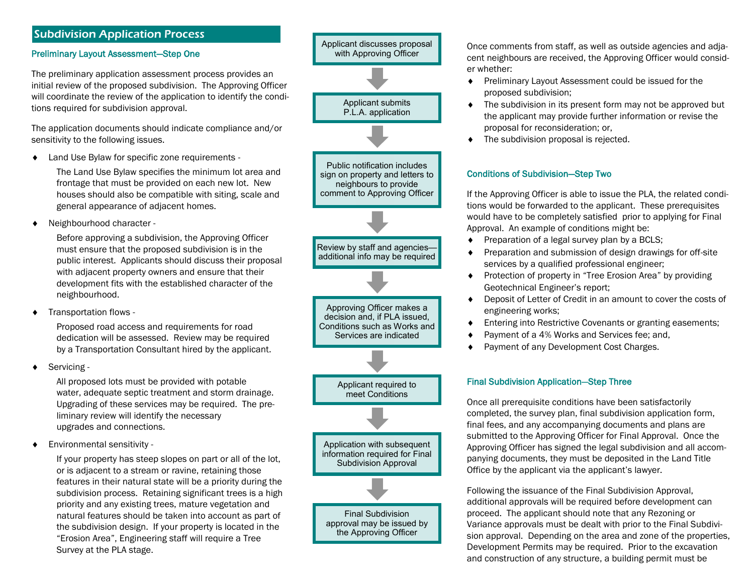## Subdivision Application Process

### Preliminary Layout Assessment—Step One

The preliminary application assessment process provides an initial review of the proposed subdivision. The Approving Officer will coordinate the review of the application to identify the conditions required for subdivision approval.

The application documents should indicate compliance and/or sensitivity to the following issues.

- Land Use Bylaw for specific zone requirements -

  The Land Use Bylaw specifies the minimum lot area and frontage that must be provided on each new lot. New houses should also be compatible with siting, scale and general appearance of adjacent homes.

- Neighbourhood character -

  Before approving a subdivision, the Approving Officer must ensure that the proposed subdivision is in the public interest. Applicants should discuss their proposal with adjacent property owners and ensure that their development fits with the established character of the neighbourhood.

- Transportation flows -

  Proposed road access and requirements for road dedication will be assessed. Review may be required by a Transportation Consultant hired by the applicant.

- Servicing -

  All proposed lots must be provided with potable water, adequate septic treatment and storm drainage. Upgrading of these services may be required. The preliminary review will identify the necessary upgrades and connections.

- Environmental sensitivity -

  If your property has steep slopes on part or all of the lot, or is adjacent to a stream or ravine, retaining those features in their natural state will be a priority during the subdivision process. Retaining significant trees is a high priority and any existing trees, mature vegetation and natural features should be taken into account as part of the subdivision design. If your property is located in the "Erosion Area", Engineering staff will require a Tree Survey at the PLA stage.

Applicant discusses proposal with Approving Officer

↓

Applicant submits P.L.A. application

↓

Public notification includes sign on property and letters to neighbours to provide comment to Approving Officer

↓

Review by staff and agencies—additional info may be required

↓

Approving Officer makes a decision and, if PLA issued, Conditions such as Works and Services are indicated

↓

Applicant required to meet Conditions

↓

Application with subsequent information required for Final Subdivision Approval

↓

Final Subdivision approval may be issued by the Approving Officer

Once comments from staff, as well as outside agencies and adjacent neighbours are received, the Approving Officer would consider whether:

- Preliminary Layout Assessment could be issued for the proposed subdivision;
- The subdivision in its present form may not be approved but the applicant may provide further information or revise the proposal for reconsideration; or,
- The subdivision proposal is rejected.

### Conditions of Subdivision—Step Two

If the Approving Officer is able to issue the PLA, the related conditions would be forwarded to the applicant. These prerequisites would have to be completely satisfied prior to applying for Final Approval. An example of conditions might be:

- Preparation of a legal survey plan by a BCLS;
- Preparation and submission of design drawings for off-site services by a qualified professional engineer;
- Protection of property in "Tree Erosion Area" by providing Geotechnical Engineer's report;
- Deposit of Letter of Credit in an amount to cover the costs of engineering works;
- Entering into Restrictive Covenants or granting easements;
- Payment of a 4% Works and Services fee; and,
- Payment of any Development Cost Charges.

### Final Subdivision Application—Step Three

Once all prerequisite conditions have been satisfactorily completed, the survey plan, final subdivision application form, final fees, and any accompanying documents and plans are submitted to the Approving Officer for Final Approval. Once the Approving Officer has signed the legal subdivision and all accompanying documents, they must be deposited in the Land Title Office by the applicant via the applicant's lawyer.

Following the issuance of the Final Subdivision Approval, additional approvals will be required before development can proceed. The applicant should note that any Rezoning or Variance approvals must be dealt with prior to the Final Subdivision approval. Depending on the area and zone of the properties, Development Permits may be required. Prior to the excavation and construction of any structure, a building permit must be